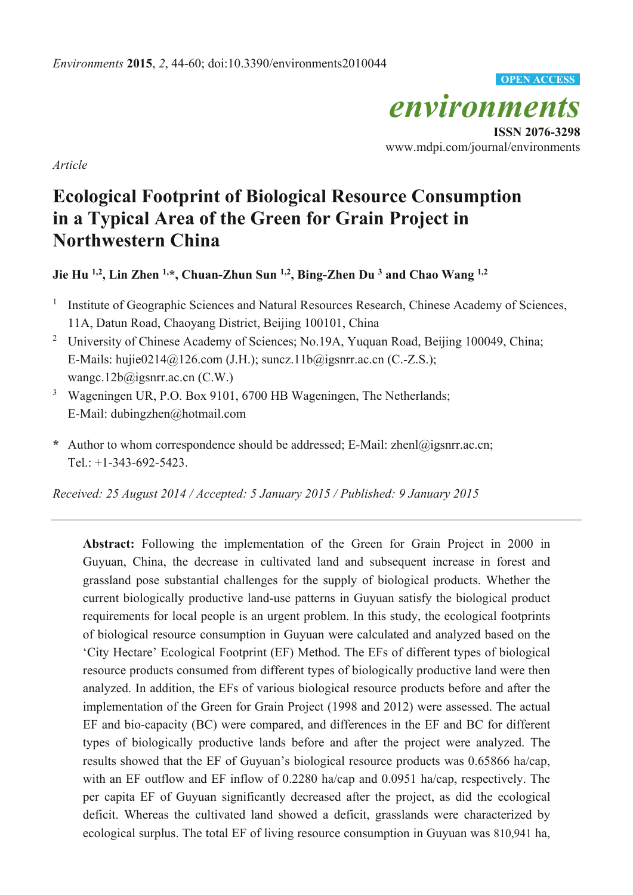*Environments* **2015**, *2*, 44-60; doi:10.3390/environments2010044

**OPEN ACCESS**

*environments*

**ISSN 2076-3298**

www.mdpi.com/journal/environments

*Article*

# Ecological Footprint of Biological Resource Consumption in a Typical Area of the Green for Grain Project in Northwestern China

**Jie Hu [1,2], Lin Zhen [1,*], Chuan-Zhun Sun [1,2], Bing-Zhen Du [3] and Chao Wang [1,2]**

[1] Institute of Geographic Sciences and Natural Resources Research, Chinese Academy of Sciences, 11A, Datun Road, Chaoyang District, Beijing 100101, China

[2] University of Chinese Academy of Sciences; No.19A, Yuquan Road, Beijing 100049, China; E-Mails: hujie0214@126.com (J.H.); suncz.11b@igsnrr.ac.cn (C.-Z.S.); wangc.12b@igsnrr.ac.cn (C.W.)

[3] Wageningen UR, P.O. Box 9101, 6700 HB Wageningen, The Netherlands; E-Mail: dubingzhen@hotmail.com

**\*** Author to whom correspondence should be addressed; E-Mail: zhenl@igsnrr.ac.cn; Tel.: +1-343-692-5423.

*Received: 25 August 2014 / Accepted: 5 January 2015 / Published: 9 January 2015*

---

**Abstract:** Following the implementation of the Green for Grain Project in 2000 in Guyuan, China, the decrease in cultivated land and subsequent increase in forest and grassland pose substantial challenges for the supply of biological products. Whether the current biologically productive land-use patterns in Guyuan satisfy the biological product requirements for local people is an urgent problem. In this study, the ecological footprints of biological resource consumption in Guyuan were calculated and analyzed based on the 'City Hectare' Ecological Footprint (EF) Method. The EFs of different types of biological resource products consumed from different types of biologically productive land were then analyzed. In addition, the EFs of various biological resource products before and after the implementation of the Green for Grain Project (1998 and 2012) were assessed. The actual EF and bio-capacity (BC) were compared, and differences in the EF and BC for different types of biologically productive lands before and after the project were analyzed. The results showed that the EF of Guyuan's biological resource products was 0.65866 ha/cap, with an EF outflow and EF inflow of 0.2280 ha/cap and 0.0951 ha/cap, respectively. The per capita EF of Guyuan significantly decreased after the project, as did the ecological deficit. Whereas the cultivated land showed a deficit, grasslands were characterized by ecological surplus. The total EF of living resource consumption in Guyuan was 810,941 ha,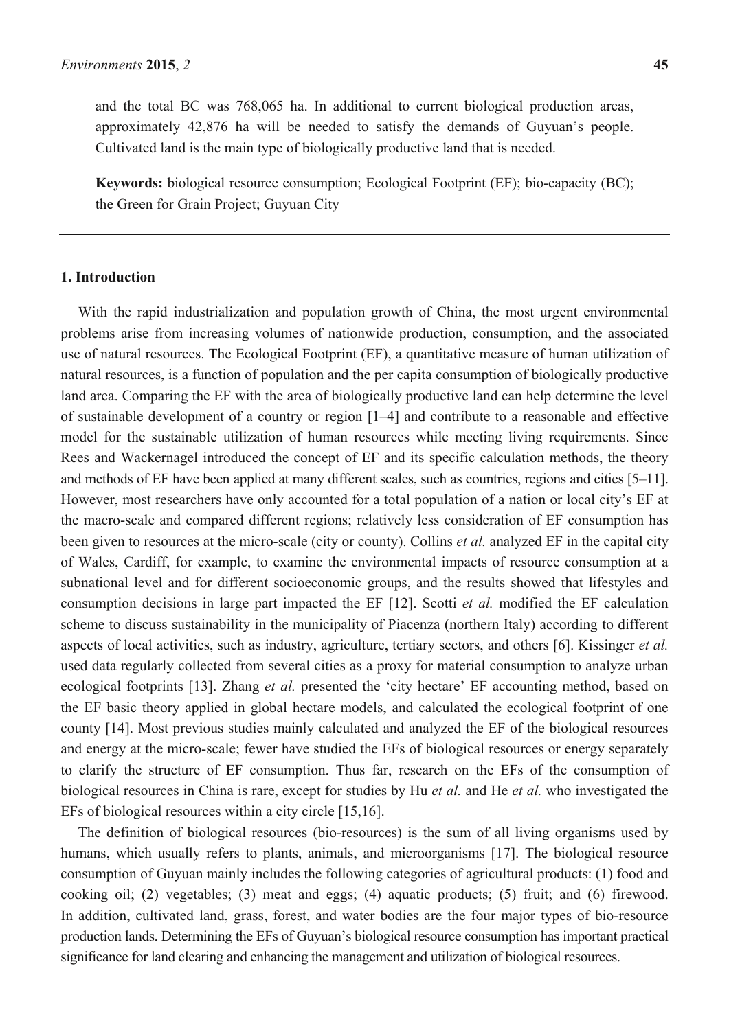and the total BC was 768,065 ha. In additional to current biological production areas, approximately 42,876 ha will be needed to satisfy the demands of Guyuan's people. Cultivated land is the main type of biologically productive land that is needed.

**Keywords:** biological resource consumption; Ecological Footprint (EF); bio-capacity (BC); the Green for Grain Project; Guyuan City

## 1. Introduction

With the rapid industrialization and population growth of China, the most urgent environmental problems arise from increasing volumes of nationwide production, consumption, and the associated use of natural resources. The Ecological Footprint (EF), a quantitative measure of human utilization of natural resources, is a function of population and the per capita consumption of biologically productive land area. Comparing the EF with the area of biologically productive land can help determine the level of sustainable development of a country or region [1–4] and contribute to a reasonable and effective model for the sustainable utilization of human resources while meeting living requirements. Since Rees and Wackernagel introduced the concept of EF and its specific calculation methods, the theory and methods of EF have been applied at many different scales, such as countries, regions and cities [5–11]. However, most researchers have only accounted for a total population of a nation or local city's EF at the macro-scale and compared different regions; relatively less consideration of EF consumption has been given to resources at the micro-scale (city or county). Collins *et al.* analyzed EF in the capital city of Wales, Cardiff, for example, to examine the environmental impacts of resource consumption at a subnational level and for different socioeconomic groups, and the results showed that lifestyles and consumption decisions in large part impacted the EF [12]. Scotti *et al.* modified the EF calculation scheme to discuss sustainability in the municipality of Piacenza (northern Italy) according to different aspects of local activities, such as industry, agriculture, tertiary sectors, and others [6]. Kissinger *et al.* used data regularly collected from several cities as a proxy for material consumption to analyze urban ecological footprints [13]. Zhang *et al.* presented the 'city hectare' EF accounting method, based on the EF basic theory applied in global hectare models, and calculated the ecological footprint of one county [14]. Most previous studies mainly calculated and analyzed the EF of the biological resources and energy at the micro-scale; fewer have studied the EFs of biological resources or energy separately to clarify the structure of EF consumption. Thus far, research on the EFs of the consumption of biological resources in China is rare, except for studies by Hu *et al.* and He *et al.* who investigated the EFs of biological resources within a city circle [15,16].

The definition of biological resources (bio-resources) is the sum of all living organisms used by humans, which usually refers to plants, animals, and microorganisms [17]. The biological resource consumption of Guyuan mainly includes the following categories of agricultural products: (1) food and cooking oil; (2) vegetables; (3) meat and eggs; (4) aquatic products; (5) fruit; and (6) firewood. In addition, cultivated land, grass, forest, and water bodies are the four major types of bio-resource production lands. Determining the EFs of Guyuan's biological resource consumption has important practical significance for land clearing and enhancing the management and utilization of biological resources.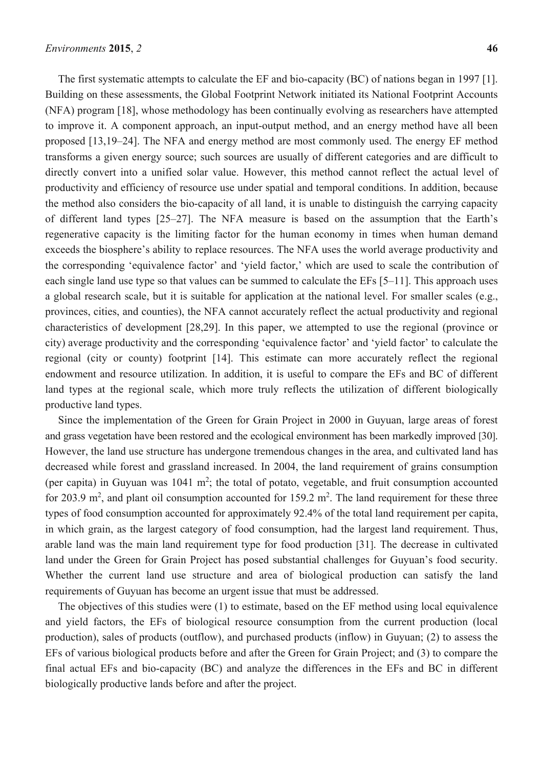The first systematic attempts to calculate the EF and bio-capacity (BC) of nations began in 1997 [1]. Building on these assessments, the Global Footprint Network initiated its National Footprint Accounts (NFA) program [18], whose methodology has been continually evolving as researchers have attempted to improve it. A component approach, an input-output method, and an energy method have all been proposed [13,19–24]. The NFA and energy method are most commonly used. The energy EF method transforms a given energy source; such sources are usually of different categories and are difficult to directly convert into a unified solar value. However, this method cannot reflect the actual level of productivity and efficiency of resource use under spatial and temporal conditions. In addition, because the method also considers the bio-capacity of all land, it is unable to distinguish the carrying capacity of different land types [25–27]. The NFA measure is based on the assumption that the Earth's regenerative capacity is the limiting factor for the human economy in times when human demand exceeds the biosphere's ability to replace resources. The NFA uses the world average productivity and the corresponding 'equivalence factor' and 'yield factor,' which are used to scale the contribution of each single land use type so that values can be summed to calculate the EFs [5–11]. This approach uses a global research scale, but it is suitable for application at the national level. For smaller scales (e.g., provinces, cities, and counties), the NFA cannot accurately reflect the actual productivity and regional characteristics of development [28,29]. In this paper, we attempted to use the regional (province or city) average productivity and the corresponding 'equivalence factor' and 'yield factor' to calculate the regional (city or county) footprint [14]. This estimate can more accurately reflect the regional endowment and resource utilization. In addition, it is useful to compare the EFs and BC of different land types at the regional scale, which more truly reflects the utilization of different biologically productive land types.

Since the implementation of the Green for Grain Project in 2000 in Guyuan, large areas of forest and grass vegetation have been restored and the ecological environment has been markedly improved [30]. However, the land use structure has undergone tremendous changes in the area, and cultivated land has decreased while forest and grassland increased. In 2004, the land requirement of grains consumption (per capita) in Guyuan was 1041 $m^2$; the total of potato, vegetable, and fruit consumption accounted for 203.9 $m^2$, and plant oil consumption accounted for 159.2 $m^2$. The land requirement for these three types of food consumption accounted for approximately 92.4% of the total land requirement per capita, in which grain, as the largest category of food consumption, had the largest land requirement. Thus, arable land was the main land requirement type for food production [31]. The decrease in cultivated land under the Green for Grain Project has posed substantial challenges for Guyuan's food security. Whether the current land use structure and area of biological production can satisfy the land requirements of Guyuan has become an urgent issue that must be addressed.

The objectives of this studies were (1) to estimate, based on the EF method using local equivalence and yield factors, the EFs of biological resource consumption from the current production (local production), sales of products (outflow), and purchased products (inflow) in Guyuan; (2) to assess the EFs of various biological products before and after the Green for Grain Project; and (3) to compare the final actual EFs and bio-capacity (BC) and analyze the differences in the EFs and BC in different biologically productive lands before and after the project.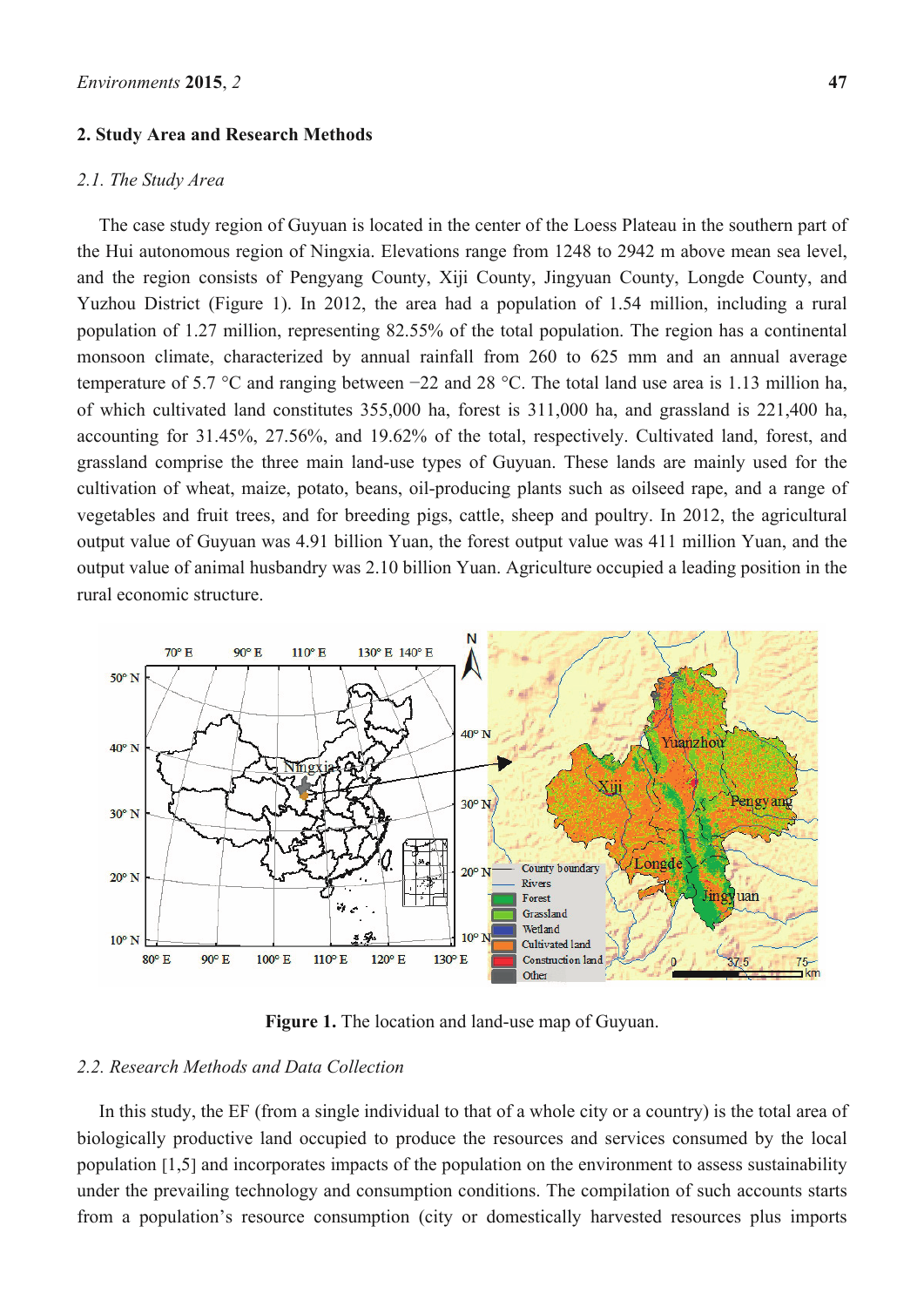## 2. Study Area and Research Methods

### *2.1. The Study Area*

The case study region of Guyuan is located in the center of the Loess Plateau in the southern part of the Hui autonomous region of Ningxia. Elevations range from 1248 to 2942 m above mean sea level, and the region consists of Pengyang County, Xiji County, Jingyuan County, Longde County, and Yuzhou District (Figure 1). In 2012, the area had a population of 1.54 million, including a rural population of 1.27 million, representing 82.55% of the total population. The region has a continental monsoon climate, characterized by annual rainfall from 260 to 625 mm and an annual average temperature of 5.7 °C and ranging between −22 and 28 °C. The total land use area is 1.13 million ha, of which cultivated land constitutes 355,000 ha, forest is 311,000 ha, and grassland is 221,400 ha, accounting for 31.45%, 27.56%, and 19.62% of the total, respectively. Cultivated land, forest, and grassland comprise the three main land-use types of Guyuan. These lands are mainly used for the cultivation of wheat, maize, potato, beans, oil-producing plants such as oilseed rape, and a range of vegetables and fruit trees, and for breeding pigs, cattle, sheep and poultry. In 2012, the agricultural output value of Guyuan was 4.91 billion Yuan, the forest output value was 411 million Yuan, and the output value of animal husbandry was 2.10 billion Yuan. Agriculture occupied a leading position in the rural economic structure.

**Figure 1.** The location and land-use map of Guyuan.

### *2.2. Research Methods and Data Collection*

In this study, the EF (from a single individual to that of a whole city or a country) is the total area of biologically productive land occupied to produce the resources and services consumed by the local population [1,5] and incorporates impacts of the population on the environment to assess sustainability under the prevailing technology and consumption conditions. The compilation of such accounts starts from a population's resource consumption (city or domestically harvested resources plus imports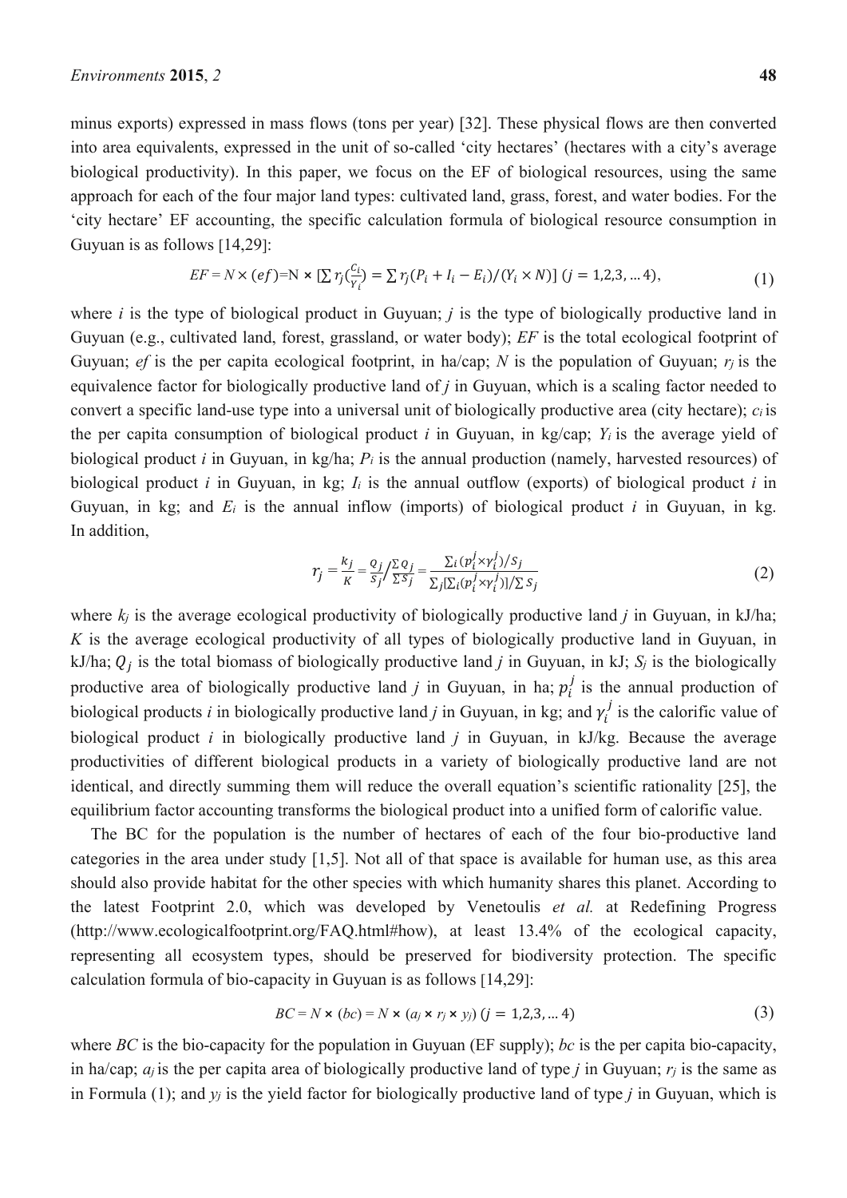minus exports) expressed in mass flows (tons per year) [32]. These physical flows are then converted into area equivalents, expressed in the unit of so-called 'city hectares' (hectares with a city's average biological productivity). In this paper, we focus on the EF of biological resources, using the same approach for each of the four major land types: cultivated land, grass, forest, and water bodies. For the 'city hectare' EF accounting, the specific calculation formula of biological resource consumption in Guyuan is as follows [14,29]:

$$EF = N \times (ef) = N \times [\sum r_j(\frac{c_i}{Y_i}) = \sum r_j(P_i + I_i - E_i)/(Y_i \times N)] \ (j = 1,2,3, \ldots 4), \tag{1}$$

where $i$ is the type of biological product in Guyuan; $j$ is the type of biologically productive land in Guyuan (e.g., cultivated land, forest, grassland, or water body); $EF$ is the total ecological footprint of Guyuan; $ef$ is the per capita ecological footprint, in ha/cap; $N$ is the population of Guyuan; $r_j$ is the equivalence factor for biologically productive land of $j$ in Guyuan, which is a scaling factor needed to convert a specific land-use type into a universal unit of biologically productive area (city hectare); $c_i$ is the per capita consumption of biological product $i$ in Guyuan, in kg/cap; $Y_i$ is the average yield of biological product $i$ in Guyuan, in kg/ha; $P_i$ is the annual production (namely, harvested resources) of biological product $i$ in Guyuan, in kg; $I_i$ is the annual outflow (exports) of biological product $i$ in Guyuan, in kg; and $E_i$ is the annual inflow (imports) of biological product $i$ in Guyuan, in kg. In addition,

$$r_j = \frac{k_j}{K} = \frac{Q_j}{S_j} / \frac{\sum Q_j}{\sum S_j} = \frac{\sum_i (p_i^j \times \gamma_i^j)/S_j}{\sum_j [\sum_i (p_i^j \times \gamma_i^j)] / \sum S_j} \tag{2}$$

where $k_j$ is the average ecological productivity of biologically productive land $j$ in Guyuan, in kJ/ha; $K$ is the average ecological productivity of all types of biologically productive land in Guyuan, in kJ/ha; $Q_j$ is the total biomass of biologically productive land $j$ in Guyuan, in kJ; $S_j$ is the biologically productive area of biologically productive land $j$ in Guyuan, in ha; $p_i^j$ is the annual production of biological products $i$ in biologically productive land $j$ in Guyuan, in kg; and $\gamma_i^j$ is the calorific value of biological product $i$ in biologically productive land $j$ in Guyuan, in kJ/kg. Because the average productivities of different biological products in a variety of biologically productive land are not identical, and directly summing them will reduce the overall equation's scientific rationality [25], the equilibrium factor accounting transforms the biological product into a unified form of calorific value.

The BC for the population is the number of hectares of each of the four bio-productive land categories in the area under study [1,5]. Not all of that space is available for human use, as this area should also provide habitat for the other species with which humanity shares this planet. According to the latest Footprint 2.0, which was developed by Venetoulis *et al.* at Redefining Progress (http://www.ecologicalfootprint.org/FAQ.html#how), at least 13.4% of the ecological capacity, representing all ecosystem types, should be preserved for biodiversity protection. The specific calculation formula of bio-capacity in Guyuan is as follows [14,29]:

$$BC = N \times (bc) = N \times (a_j \times r_j \times y_j) \ (j = 1,2,3, \ldots 4) \tag{3}$$

where $BC$ is the bio-capacity for the population in Guyuan (EF supply); $bc$ is the per capita bio-capacity, in ha/cap; $a_j$ is the per capita area of biologically productive land of type $j$ in Guyuan; $r_j$ is the same as in Formula (1); and $y_j$ is the yield factor for biologically productive land of type $j$ in Guyuan, which is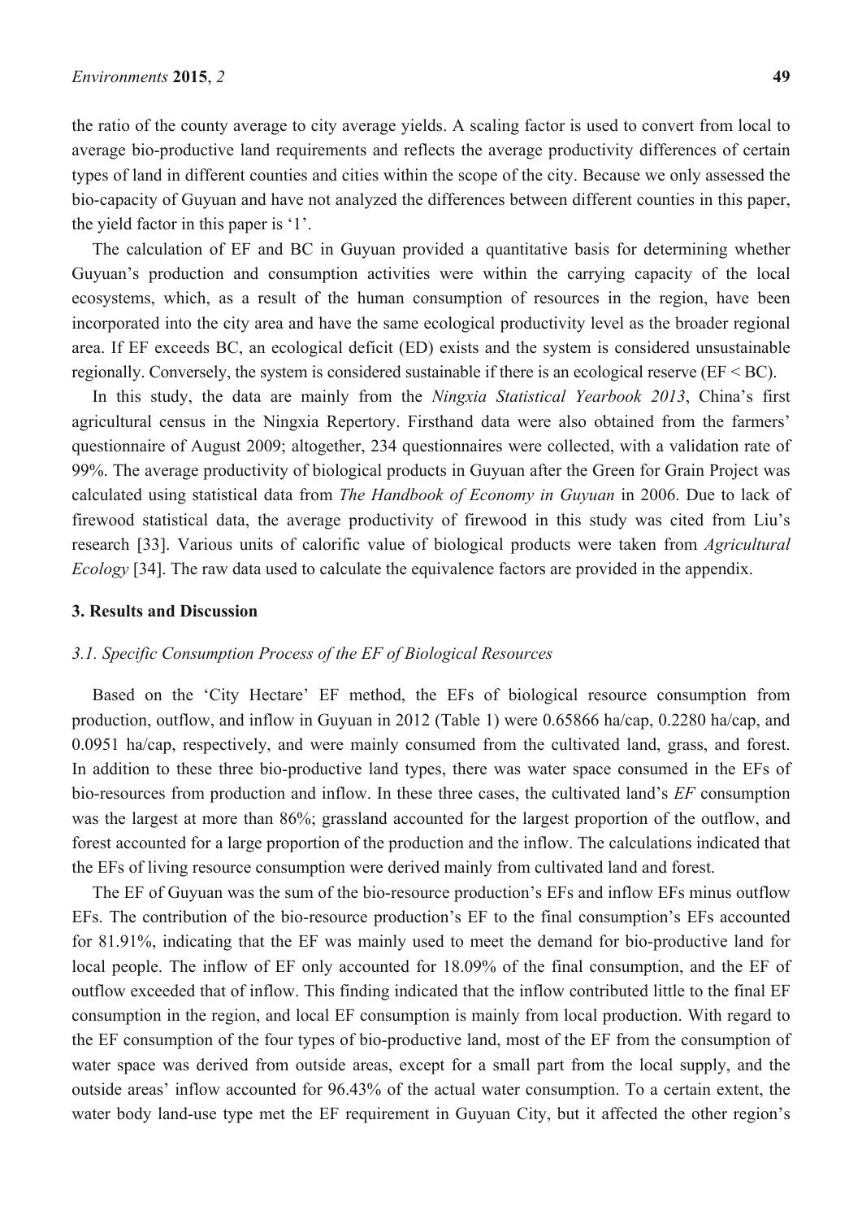the ratio of the county average to city average yields. A scaling factor is used to convert from local to average bio-productive land requirements and reflects the average productivity differences of certain types of land in different counties and cities within the scope of the city. Because we only assessed the bio-capacity of Guyuan and have not analyzed the differences between different counties in this paper, the yield factor in this paper is '1'.

The calculation of EF and BC in Guyuan provided a quantitative basis for determining whether Guyuan's production and consumption activities were within the carrying capacity of the local ecosystems, which, as a result of the human consumption of resources in the region, have been incorporated into the city area and have the same ecological productivity level as the broader regional area. If EF exceeds BC, an ecological deficit (ED) exists and the system is considered unsustainable regionally. Conversely, the system is considered sustainable if there is an ecological reserve (EF < BC).

In this study, the data are mainly from the *Ningxia Statistical Yearbook 2013*, China's first agricultural census in the Ningxia Repertory. Firsthand data were also obtained from the farmers' questionnaire of August 2009; altogether, 234 questionnaires were collected, with a validation rate of 99%. The average productivity of biological products in Guyuan after the Green for Grain Project was calculated using statistical data from *The Handbook of Economy in Guyuan* in 2006. Due to lack of firewood statistical data, the average productivity of firewood in this study was cited from Liu's research [33]. Various units of calorific value of biological products were taken from *Agricultural Ecology* [34]. The raw data used to calculate the equivalence factors are provided in the appendix.

## 3. Results and Discussion

### 3.1. Specific Consumption Process of the EF of Biological Resources

Based on the 'City Hectare' EF method, the EFs of biological resource consumption from production, outflow, and inflow in Guyuan in 2012 (Table 1) were 0.65866 ha/cap, 0.2280 ha/cap, and 0.0951 ha/cap, respectively, and were mainly consumed from the cultivated land, grass, and forest. In addition to these three bio-productive land types, there was water space consumed in the EFs of bio-resources from production and inflow. In these three cases, the cultivated land's *EF* consumption was the largest at more than 86%; grassland accounted for the largest proportion of the outflow, and forest accounted for a large proportion of the production and the inflow. The calculations indicated that the EFs of living resource consumption were derived mainly from cultivated land and forest.

The EF of Guyuan was the sum of the bio-resource production's EFs and inflow EFs minus outflow EFs. The contribution of the bio-resource production's EF to the final consumption's EFs accounted for 81.91%, indicating that the EF was mainly used to meet the demand for bio-productive land for local people. The inflow of EF only accounted for 18.09% of the final consumption, and the EF of outflow exceeded that of inflow. This finding indicated that the inflow contributed little to the final EF consumption in the region, and local EF consumption is mainly from local production. With regard to the EF consumption of the four types of bio-productive land, most of the EF from the consumption of water space was derived from outside areas, except for a small part from the local supply, and the outside areas' inflow accounted for 96.43% of the actual water consumption. To a certain extent, the water body land-use type met the EF requirement in Guyuan City, but it affected the other region's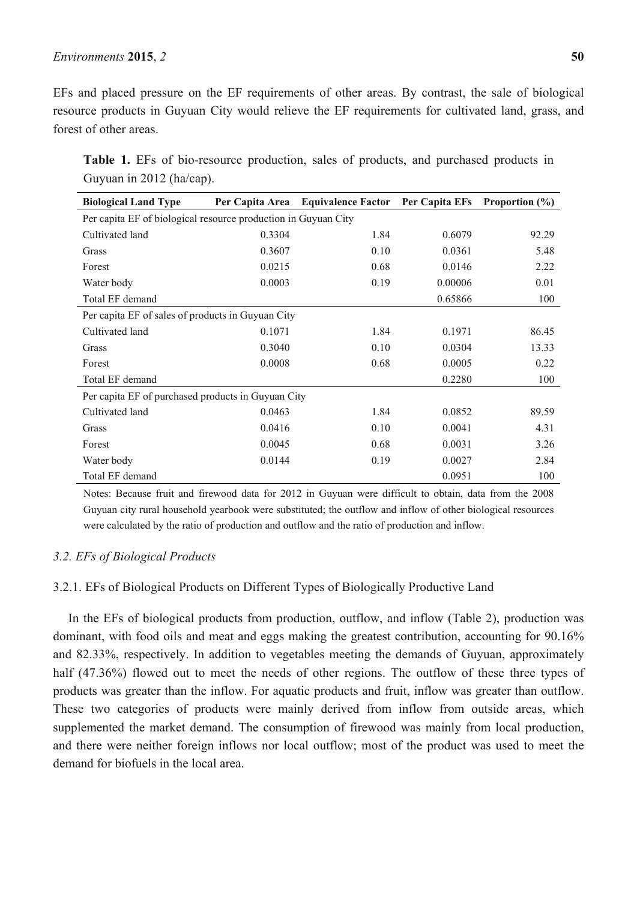EFs and placed pressure on the EF requirements of other areas. By contrast, the sale of biological resource products in Guyuan City would relieve the EF requirements for cultivated land, grass, and forest of other areas.

**Table 1.** EFs of bio-resource production, sales of products, and purchased products in Guyuan in 2012 (ha/cap).

| Biological Land Type | Per Capita Area | Equivalence Factor | Per Capita EFs | Proportion (%) |
|---|---|---|---|---|
| Per capita EF of biological resource production in Guyuan City | | | | |
| Cultivated land | 0.3304 | 1.84 | 0.6079 | 92.29 |
| Grass | 0.3607 | 0.10 | 0.0361 | 5.48 |
| Forest | 0.0215 | 0.68 | 0.0146 | 2.22 |
| Water body | 0.0003 | 0.19 | 0.00006 | 0.01 |
| Total EF demand | | | 0.65866 | 100 |
| Per capita EF of sales of products in Guyuan City | | | | |
| Cultivated land | 0.1071 | 1.84 | 0.1971 | 86.45 |
| Grass | 0.3040 | 0.10 | 0.0304 | 13.33 |
| Forest | 0.0008 | 0.68 | 0.0005 | 0.22 |
| Total EF demand | | | 0.2280 | 100 |
| Per capita EF of purchased products in Guyuan City | | | | |
| Cultivated land | 0.0463 | 1.84 | 0.0852 | 89.59 |
| Grass | 0.0416 | 0.10 | 0.0041 | 4.31 |
| Forest | 0.0045 | 0.68 | 0.0031 | 3.26 |
| Water body | 0.0144 | 0.19 | 0.0027 | 2.84 |
| Total EF demand | | | 0.0951 | 100 |

Notes: Because fruit and firewood data for 2012 in Guyuan were difficult to obtain, data from the 2008 Guyuan city rural household yearbook were substituted; the outflow and inflow of other biological resources were calculated by the ratio of production and outflow and the ratio of production and inflow.

### *3.2. EFs of Biological Products*

#### 3.2.1. EFs of Biological Products on Different Types of Biologically Productive Land

In the EFs of biological products from production, outflow, and inflow (Table 2), production was dominant, with food oils and meat and eggs making the greatest contribution, accounting for 90.16% and 82.33%, respectively. In addition to vegetables meeting the demands of Guyuan, approximately half (47.36%) flowed out to meet the needs of other regions. The outflow of these three types of products was greater than the inflow. For aquatic products and fruit, inflow was greater than outflow. These two categories of products were mainly derived from inflow from outside areas, which supplemented the market demand. The consumption of firewood was mainly from local production, and there were neither foreign inflows nor local outflow; most of the product was used to meet the demand for biofuels in the local area.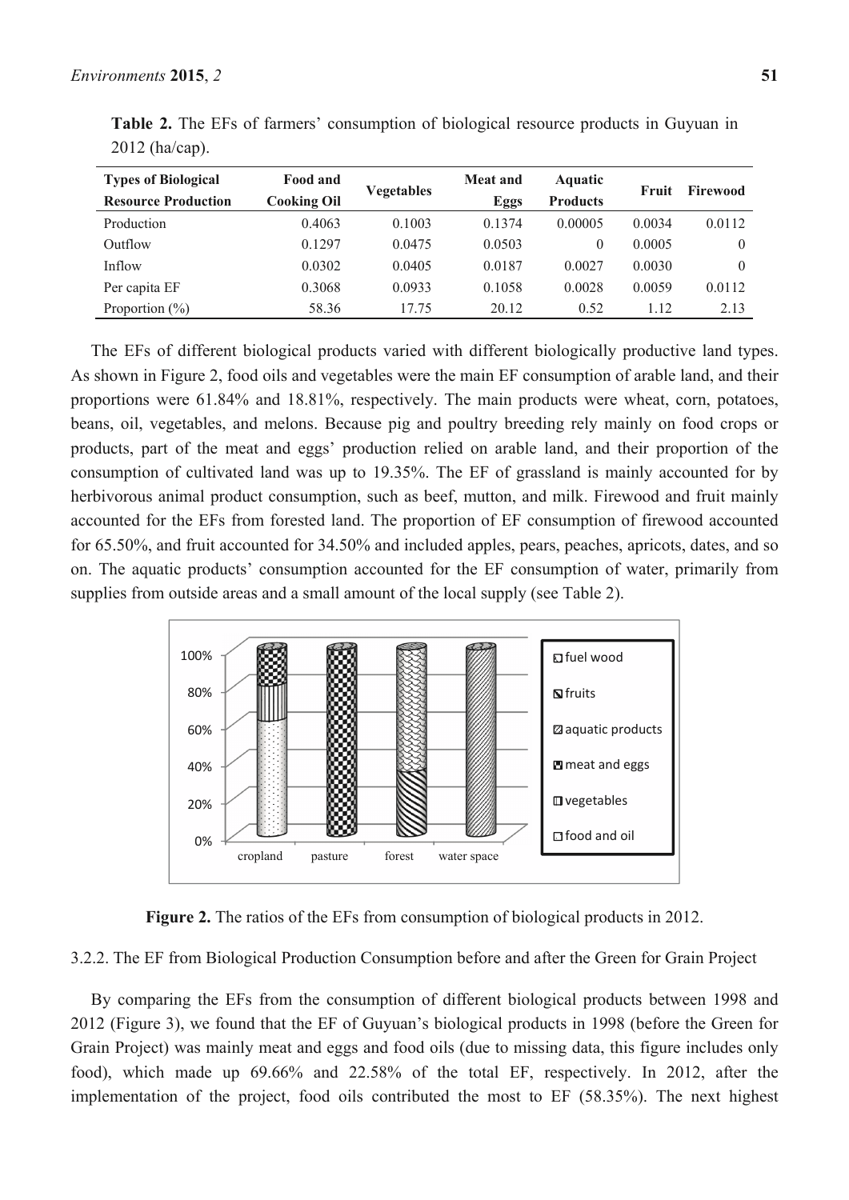**Table 2.** The EFs of farmers' consumption of biological resource products in Guyuan in 2012 (ha/cap).

| Types of Biological Resource Production | Food and Cooking Oil | Vegetables | Meat and Eggs | Aquatic Products | Fruit | Firewood |
|---|---|---|---|---|---|---|
| Production | 0.4063 | 0.1003 | 0.1374 | 0.00005 | 0.0034 | 0.0112 |
| Outflow | 0.1297 | 0.0475 | 0.0503 | 0 | 0.0005 | 0 |
| Inflow | 0.0302 | 0.0405 | 0.0187 | 0.0027 | 0.0030 | 0 |
| Per capita EF | 0.3068 | 0.0933 | 0.1058 | 0.0028 | 0.0059 | 0.0112 |
| Proportion (%) | 58.36 | 17.75 | 20.12 | 0.52 | 1.12 | 2.13 |

The EFs of different biological products varied with different biologically productive land types. As shown in Figure 2, food oils and vegetables were the main EF consumption of arable land, and their proportions were 61.84% and 18.81%, respectively. The main products were wheat, corn, potatoes, beans, oil, vegetables, and melons. Because pig and poultry breeding rely mainly on food crops or products, part of the meat and eggs' production relied on arable land, and their proportion of the consumption of cultivated land was up to 19.35%. The EF of grassland is mainly accounted for by herbivorous animal product consumption, such as beef, mutton, and milk. Firewood and fruit mainly accounted for the EFs from forested land. The proportion of EF consumption of firewood accounted for 65.50%, and fruit accounted for 34.50% and included apples, pears, peaches, apricots, dates, and so on. The aquatic products' consumption accounted for the EF consumption of water, primarily from supplies from outside areas and a small amount of the local supply (see Table 2).

**Figure 2.** The ratios of the EFs from consumption of biological products in 2012.

3.2.2. The EF from Biological Production Consumption before and after the Green for Grain Project

By comparing the EFs from the consumption of different biological products between 1998 and 2012 (Figure 3), we found that the EF of Guyuan's biological products in 1998 (before the Green for Grain Project) was mainly meat and eggs and food oils (due to missing data, this figure includes only food), which made up 69.66% and 22.58% of the total EF, respectively. In 2012, after the implementation of the project, food oils contributed the most to EF (58.35%). The next highest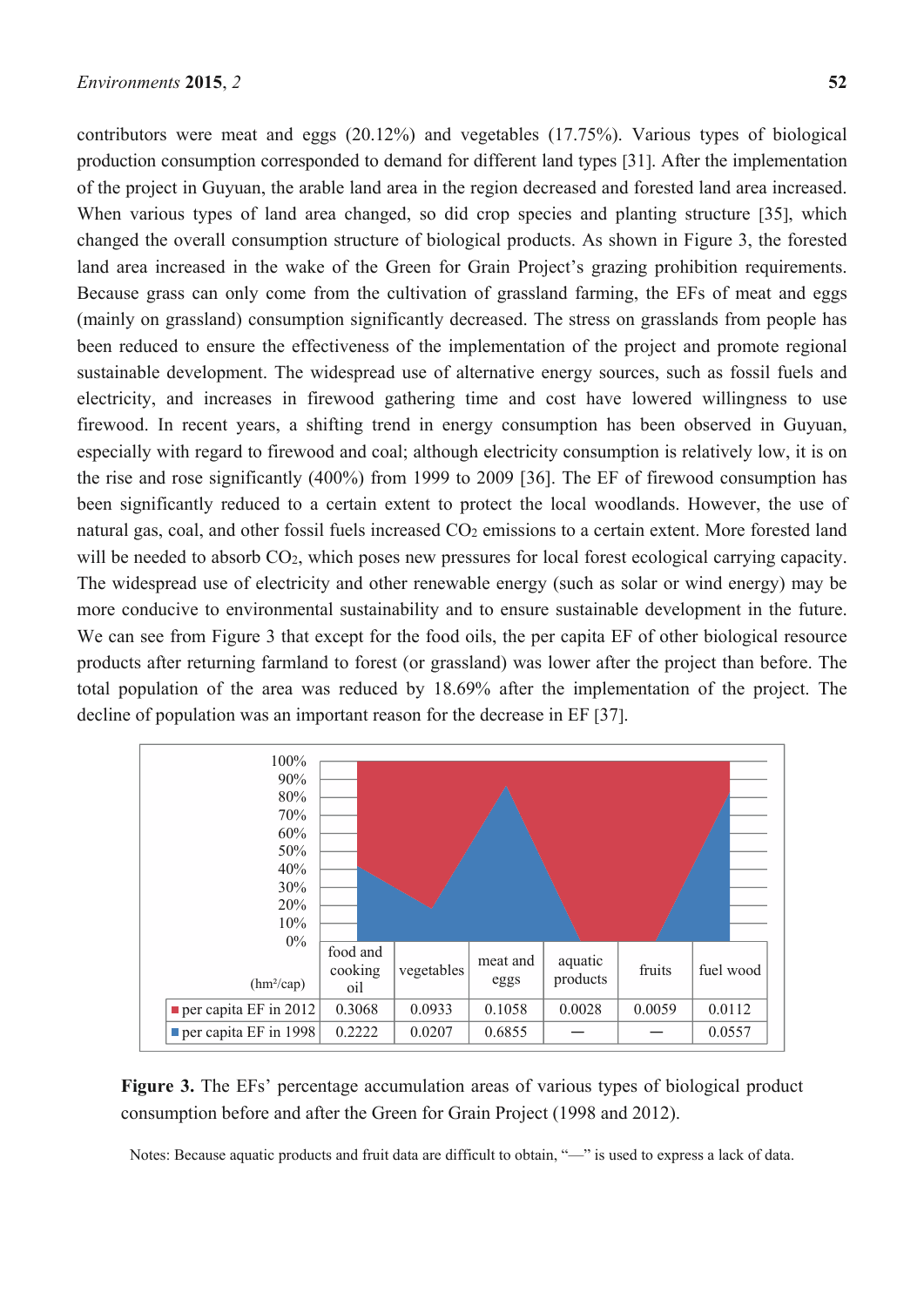contributors were meat and eggs (20.12%) and vegetables (17.75%). Various types of biological production consumption corresponded to demand for different land types [31]. After the implementation of the project in Guyuan, the arable land area in the region decreased and forested land area increased. When various types of land area changed, so did crop species and planting structure [35], which changed the overall consumption structure of biological products. As shown in Figure 3, the forested land area increased in the wake of the Green for Grain Project's grazing prohibition requirements. Because grass can only come from the cultivation of grassland farming, the EFs of meat and eggs (mainly on grassland) consumption significantly decreased. The stress on grasslands from people has been reduced to ensure the effectiveness of the implementation of the project and promote regional sustainable development. The widespread use of alternative energy sources, such as fossil fuels and electricity, and increases in firewood gathering time and cost have lowered willingness to use firewood. In recent years, a shifting trend in energy consumption has been observed in Guyuan, especially with regard to firewood and coal; although electricity consumption is relatively low, it is on the rise and rose significantly (400%) from 1999 to 2009 [36]. The EF of firewood consumption has been significantly reduced to a certain extent to protect the local woodlands. However, the use of natural gas, coal, and other fossil fuels increased $CO_2$ emissions to a certain extent. More forested land will be needed to absorb $CO_2$, which poses new pressures for local forest ecological carrying capacity. The widespread use of electricity and other renewable energy (such as solar or wind energy) may be more conducive to environmental sustainability and to ensure sustainable development in the future. We can see from Figure 3 that except for the food oils, the per capita EF of other biological resource products after returning farmland to forest (or grassland) was lower after the project than before. The total population of the area was reduced by 18.69% after the implementation of the project. The decline of population was an important reason for the decrease in EF [37].

| (hm²/cap) | food and cooking oil | vegetables | meat and eggs | aquatic products | fruits | fuel wood |
|---|---|---|---|---|---|---|
| per capita EF in 2012 | 0.3068 | 0.0933 | 0.1058 | 0.0028 | 0.0059 | 0.0112 |
| per capita EF in 1998 | 0.2222 | 0.0207 | 0.6855 | — | — | 0.0557 |

**Figure 3.** The EFs' percentage accumulation areas of various types of biological product consumption before and after the Green for Grain Project (1998 and 2012).

Notes: Because aquatic products and fruit data are difficult to obtain, "—" is used to express a lack of data.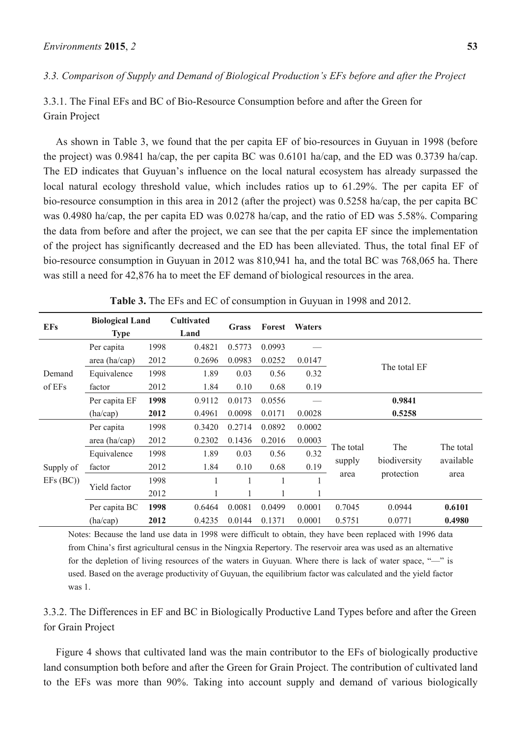### 3.3. Comparison of Supply and Demand of Biological Production's EFs before and after the Project

#### 3.3.1. The Final EFs and BC of Bio-Resource Consumption before and after the Green for Grain Project

As shown in Table 3, we found that the per capita EF of bio-resources in Guyuan in 1998 (before the project) was 0.9841 ha/cap, the per capita BC was 0.6101 ha/cap, and the ED was 0.3739 ha/cap. The ED indicates that Guyuan's influence on the local natural ecosystem has already surpassed the local natural ecology threshold value, which includes ratios up to 61.29%. The per capita EF of bio-resource consumption in this area in 2012 (after the project) was 0.5258 ha/cap, the per capita BC was 0.4980 ha/cap, the per capita ED was 0.0278 ha/cap, and the ratio of ED was 5.58%. Comparing the data from before and after the project, we can see that the per capita EF since the implementation of the project has significantly decreased and the ED has been alleviated. Thus, the total final EF of bio-resource consumption in Guyuan in 2012 was 810,941 ha, and the total BC was 768,065 ha. There was still a need for 42,876 ha to meet the EF demand of biological resources in the area.

**Table 3.** The EFs and EC of consumption in Guyuan in 1998 and 2012.

| EFs | Biological Land Type | | Cultivated Land | Grass | Forest | Waters | | | |
|---|---|---|---|---|---|---|---|---|---|
| Demand of EFs | Per capita area (ha/cap) | 1998 | 0.4821 | 0.5773 | 0.0993 | — | The total EF | | |
| | | 2012 | 0.2696 | 0.0983 | 0.0252 | 0.0147 | | | |
| | Equivalence factor | 1998 | 1.89 | 0.03 | 0.56 | 0.32 | | | |
| | | 2012 | 1.84 | 0.10 | 0.68 | 0.19 | | | |
| | Per capita EF (ha/cap) | **1998** | 0.9112 | 0.0173 | 0.0556 | — | **0.9841** | | |
| | | **2012** | 0.4961 | 0.0098 | 0.0171 | 0.0028 | **0.5258** | | |
| Supply of EFs (BC)) | Per capita area (ha/cap) | 1998 | 0.3420 | 0.2714 | 0.0892 | 0.0002 | The total supply area | The biodiversity protection | The total available area |
| | | 2012 | 0.2302 | 0.1436 | 0.2016 | 0.0003 | | | |
| | Equivalence factor | 1998 | 1.89 | 0.03 | 0.56 | 0.32 | | | |
| | | 2012 | 1.84 | 0.10 | 0.68 | 0.19 | | | |
| | Yield factor | 1998 | 1 | 1 | 1 | 1 | | | |
| | | 2012 | 1 | 1 | 1 | 1 | | | |
| | Per capita BC (ha/cap) | **1998** | 0.6464 | 0.0081 | 0.0499 | 0.0001 | 0.7045 | 0.0944 | **0.6101** |
| | | **2012** | 0.4235 | 0.0144 | 0.1371 | 0.0001 | 0.5751 | 0.0771 | **0.4980** |

Notes: Because the land use data in 1998 were difficult to obtain, they have been replaced with 1996 data from China's first agricultural census in the Ningxia Repertory. The reservoir area was used as an alternative for the depletion of living resources of the waters in Guyuan. Where there is lack of water space, "—" is used. Based on the average productivity of Guyuan, the equilibrium factor was calculated and the yield factor was 1.

#### 3.3.2. The Differences in EF and BC in Biologically Productive Land Types before and after the Green for Grain Project

Figure 4 shows that cultivated land was the main contributor to the EFs of biologically productive land consumption both before and after the Green for Grain Project. The contribution of cultivated land to the EFs was more than 90%. Taking into account supply and demand of various biologically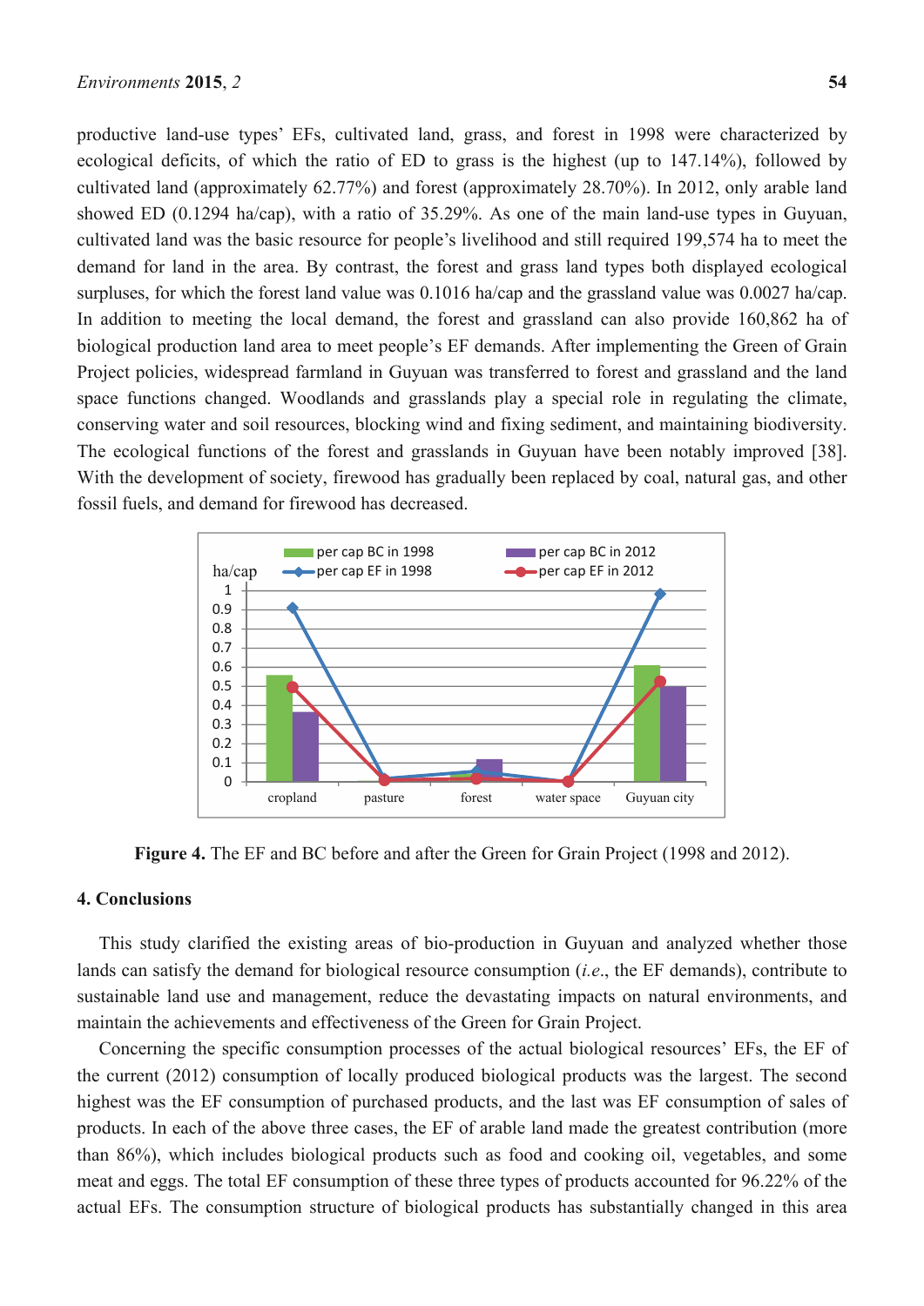productive land-use types' EFs, cultivated land, grass, and forest in 1998 were characterized by ecological deficits, of which the ratio of ED to grass is the highest (up to 147.14%), followed by cultivated land (approximately 62.77%) and forest (approximately 28.70%). In 2012, only arable land showed ED (0.1294 ha/cap), with a ratio of 35.29%. As one of the main land-use types in Guyuan, cultivated land was the basic resource for people's livelihood and still required 199,574 ha to meet the demand for land in the area. By contrast, the forest and grass land types both displayed ecological surpluses, for which the forest land value was 0.1016 ha/cap and the grassland value was 0.0027 ha/cap. In addition to meeting the local demand, the forest and grassland can also provide 160,862 ha of biological production land area to meet people's EF demands. After implementing the Green of Grain Project policies, widespread farmland in Guyuan was transferred to forest and grassland and the land space functions changed. Woodlands and grasslands play a special role in regulating the climate, conserving water and soil resources, blocking wind and fixing sediment, and maintaining biodiversity. The ecological functions of the forest and grasslands in Guyuan have been notably improved [38]. With the development of society, firewood has gradually been replaced by coal, natural gas, and other fossil fuels, and demand for firewood has decreased.

**Figure 4.** The EF and BC before and after the Green for Grain Project (1998 and 2012).

## 4. Conclusions

This study clarified the existing areas of bio-production in Guyuan and analyzed whether those lands can satisfy the demand for biological resource consumption (*i.e.*, the EF demands), contribute to sustainable land use and management, reduce the devastating impacts on natural environments, and maintain the achievements and effectiveness of the Green for Grain Project.

Concerning the specific consumption processes of the actual biological resources' EFs, the EF of the current (2012) consumption of locally produced biological products was the largest. The second highest was the EF consumption of purchased products, and the last was EF consumption of sales of products. In each of the above three cases, the EF of arable land made the greatest contribution (more than 86%), which includes biological products such as food and cooking oil, vegetables, and some meat and eggs. The total EF consumption of these three types of products accounted for 96.22% of the actual EFs. The consumption structure of biological products has substantially changed in this area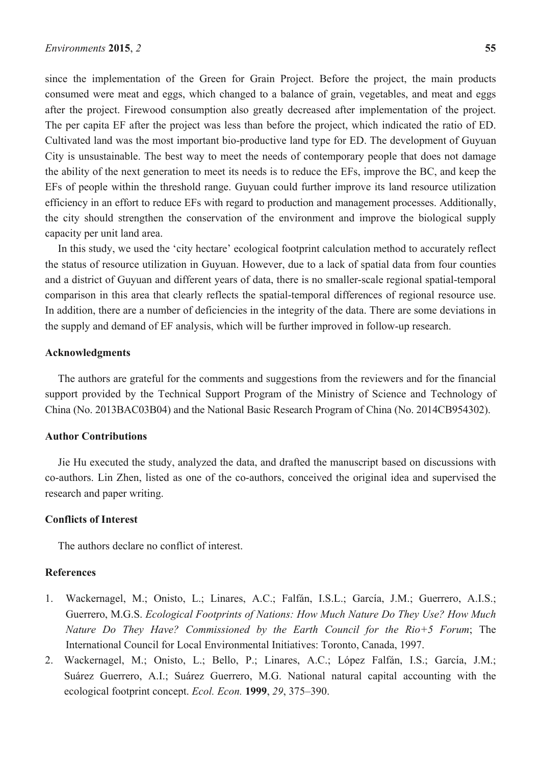since the implementation of the Green for Grain Project. Before the project, the main products consumed were meat and eggs, which changed to a balance of grain, vegetables, and meat and eggs after the project. Firewood consumption also greatly decreased after implementation of the project. The per capita EF after the project was less than before the project, which indicated the ratio of ED. Cultivated land was the most important bio-productive land type for ED. The development of Guyuan City is unsustainable. The best way to meet the needs of contemporary people that does not damage the ability of the next generation to meet its needs is to reduce the EFs, improve the BC, and keep the EFs of people within the threshold range. Guyuan could further improve its land resource utilization efficiency in an effort to reduce EFs with regard to production and management processes. Additionally, the city should strengthen the conservation of the environment and improve the biological supply capacity per unit land area.

In this study, we used the 'city hectare' ecological footprint calculation method to accurately reflect the status of resource utilization in Guyuan. However, due to a lack of spatial data from four counties and a district of Guyuan and different years of data, there is no smaller-scale regional spatial-temporal comparison in this area that clearly reflects the spatial-temporal differences of regional resource use. In addition, there are a number of deficiencies in the integrity of the data. There are some deviations in the supply and demand of EF analysis, which will be further improved in follow-up research.

## Acknowledgments

The authors are grateful for the comments and suggestions from the reviewers and for the financial support provided by the Technical Support Program of the Ministry of Science and Technology of China (No. 2013BAC03B04) and the National Basic Research Program of China (No. 2014CB954302).

## Author Contributions

Jie Hu executed the study, analyzed the data, and drafted the manuscript based on discussions with co-authors. Lin Zhen, listed as one of the co-authors, conceived the original idea and supervised the research and paper writing.

## Conflicts of Interest

The authors declare no conflict of interest.

## References

1. Wackernagel, M.; Onisto, L.; Linares, A.C.; Falfán, I.S.L.; García, J.M.; Guerrero, A.I.S.; Guerrero, M.G.S. *Ecological Footprints of Nations: How Much Nature Do They Use? How Much Nature Do They Have? Commissioned by the Earth Council for the Rio+5 Forum*; The International Council for Local Environmental Initiatives: Toronto, Canada, 1997.
2. Wackernagel, M.; Onisto, L.; Bello, P.; Linares, A.C.; López Falfán, I.S.; García, J.M.; Suárez Guerrero, A.I.; Suárez Guerrero, M.G. National natural capital accounting with the ecological footprint concept. *Ecol. Econ.* **1999**, *29*, 375–390.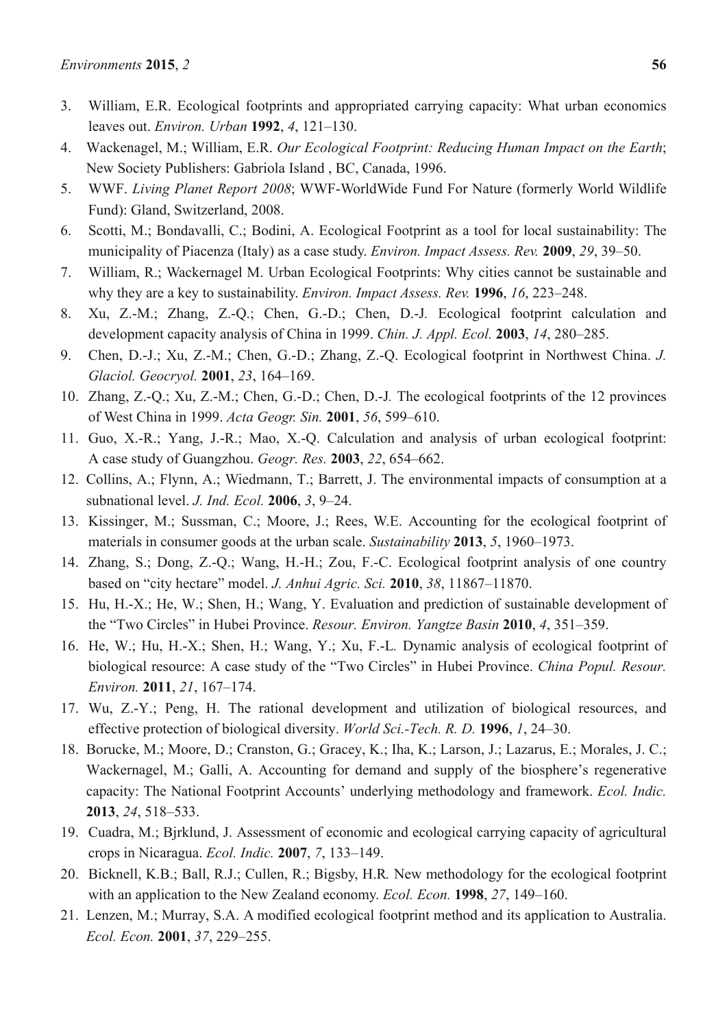3. William, E.R. Ecological footprints and appropriated carrying capacity: What urban economics leaves out. *Environ. Urban* **1992**, *4*, 121–130.
4. Wackenagel, M.; William, E.R. *Our Ecological Footprint: Reducing Human Impact on the Earth*; New Society Publishers: Gabriola Island , BC, Canada, 1996.
5. WWF. *Living Planet Report 2008*; WWF-WorldWide Fund For Nature (formerly World Wildlife Fund): Gland, Switzerland, 2008.
6. Scotti, M.; Bondavalli, C.; Bodini, A. Ecological Footprint as a tool for local sustainability: The municipality of Piacenza (Italy) as a case study. *Environ. Impact Assess. Rev.* **2009**, *29*, 39–50.
7. William, R.; Wackernagel M. Urban Ecological Footprints: Why cities cannot be sustainable and why they are a key to sustainability. *Environ. Impact Assess. Rev.* **1996**, *16*, 223–248.
8. Xu, Z.-M.; Zhang, Z.-Q.; Chen, G.-D.; Chen, D.-J. Ecological footprint calculation and development capacity analysis of China in 1999. *Chin. J. Appl. Ecol.* **2003**, *14*, 280–285.
9. Chen, D.-J.; Xu, Z.-M.; Chen, G.-D.; Zhang, Z.-Q. Ecological footprint in Northwest China. *J. Glaciol. Geocryol.* **2001**, *23*, 164–169.
10. Zhang, Z.-Q.; Xu, Z.-M.; Chen, G.-D.; Chen, D.-J. The ecological footprints of the 12 provinces of West China in 1999. *Acta Geogr. Sin.* **2001**, *56*, 599–610.
11. Guo, X.-R.; Yang, J.-R.; Mao, X.-Q. Calculation and analysis of urban ecological footprint: A case study of Guangzhou. *Geogr. Res.* **2003**, *22*, 654–662.
12. Collins, A.; Flynn, A.; Wiedmann, T.; Barrett, J. The environmental impacts of consumption at a subnational level. *J. Ind. Ecol.* **2006**, *3*, 9–24.
13. Kissinger, M.; Sussman, C.; Moore, J.; Rees, W.E. Accounting for the ecological footprint of materials in consumer goods at the urban scale. *Sustainability* **2013**, *5*, 1960–1973.
14. Zhang, S.; Dong, Z.-Q.; Wang, H.-H.; Zou, F.-C. Ecological footprint analysis of one country based on "city hectare" model. *J. Anhui Agric. Sci.* **2010**, *38*, 11867–11870.
15. Hu, H.-X.; He, W.; Shen, H.; Wang, Y. Evaluation and prediction of sustainable development of the "Two Circles" in Hubei Province. *Resour. Environ. Yangtze Basin* **2010**, *4*, 351–359.
16. He, W.; Hu, H.-X.; Shen, H.; Wang, Y.; Xu, F.-L. Dynamic analysis of ecological footprint of biological resource: A case study of the "Two Circles" in Hubei Province. *China Popul. Resour. Environ.* **2011**, *21*, 167–174.
17. Wu, Z.-Y.; Peng, H. The rational development and utilization of biological resources, and effective protection of biological diversity. *World Sci.-Tech. R. D.* **1996**, *1*, 24–30.
18. Borucke, M.; Moore, D.; Cranston, G.; Gracey, K.; Iha, K.; Larson, J.; Lazarus, E.; Morales, J. C.; Wackernagel, M.; Galli, A. Accounting for demand and supply of the biosphere's regenerative capacity: The National Footprint Accounts' underlying methodology and framework. *Ecol. Indic.* **2013**, *24*, 518–533.
19. Cuadra, M.; Bjrklund, J. Assessment of economic and ecological carrying capacity of agricultural crops in Nicaragua. *Ecol. Indic.* **2007**, *7*, 133–149.
20. Bicknell, K.B.; Ball, R.J.; Cullen, R.; Bigsby, H.R. New methodology for the ecological footprint with an application to the New Zealand economy. *Ecol. Econ.* **1998**, *27*, 149–160.
21. Lenzen, M.; Murray, S.A. A modified ecological footprint method and its application to Australia. *Ecol. Econ.* **2001**, *37*, 229–255.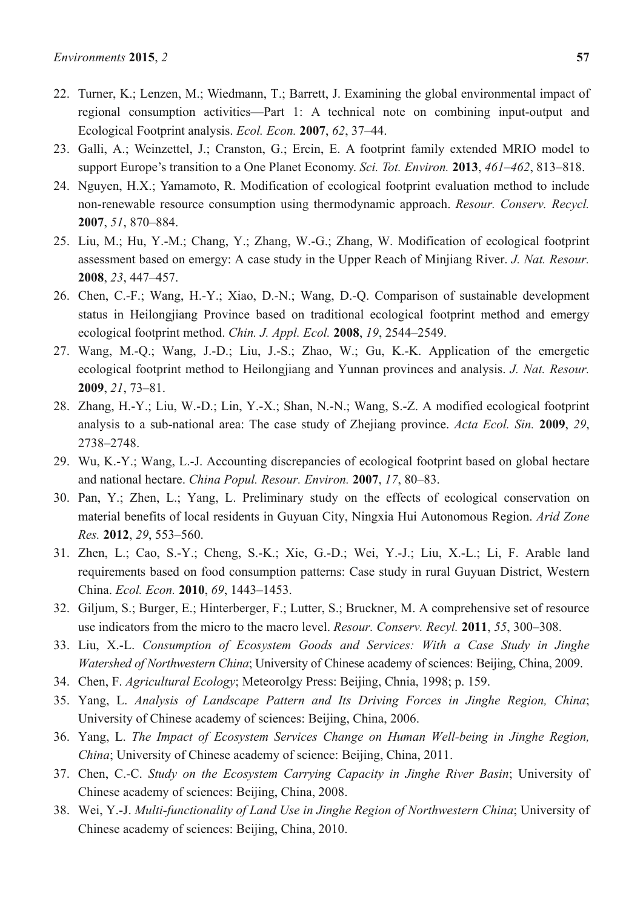22. Turner, K.; Lenzen, M.; Wiedmann, T.; Barrett, J. Examining the global environmental impact of regional consumption activities—Part 1: A technical note on combining input-output and Ecological Footprint analysis. *Ecol. Econ.* **2007**, *62*, 37–44.
23. Galli, A.; Weinzettel, J.; Cranston, G.; Ercin, E. A footprint family extended MRIO model to support Europe's transition to a One Planet Economy. *Sci. Tot. Environ.* **2013**, *461–462*, 813–818.
24. Nguyen, H.X.; Yamamoto, R. Modification of ecological footprint evaluation method to include non-renewable resource consumption using thermodynamic approach. *Resour. Conserv. Recycl.* **2007**, *51*, 870–884.
25. Liu, M.; Hu, Y.-M.; Chang, Y.; Zhang, W.-G.; Zhang, W. Modification of ecological footprint assessment based on emergy: A case study in the Upper Reach of Minjiang River. *J. Nat. Resour.* **2008**, *23*, 447–457.
26. Chen, C.-F.; Wang, H.-Y.; Xiao, D.-N.; Wang, D.-Q. Comparison of sustainable development status in Heilongjiang Province based on traditional ecological footprint method and emergy ecological footprint method. *Chin. J. Appl. Ecol.* **2008**, *19*, 2544–2549.
27. Wang, M.-Q.; Wang, J.-D.; Liu, J.-S.; Zhao, W.; Gu, K.-K. Application of the emergetic ecological footprint method to Heilongjiang and Yunnan provinces and analysis. *J. Nat. Resour.* **2009**, *21*, 73–81.
28. Zhang, H.-Y.; Liu, W.-D.; Lin, Y.-X.; Shan, N.-N.; Wang, S.-Z. A modified ecological footprint analysis to a sub-national area: The case study of Zhejiang province. *Acta Ecol. Sin.* **2009**, *29*, 2738–2748.
29. Wu, K.-Y.; Wang, L.-J. Accounting discrepancies of ecological footprint based on global hectare and national hectare. *China Popul. Resour. Environ.* **2007**, *17*, 80–83.
30. Pan, Y.; Zhen, L.; Yang, L. Preliminary study on the effects of ecological conservation on material benefits of local residents in Guyuan City, Ningxia Hui Autonomous Region. *Arid Zone Res.* **2012**, *29*, 553–560.
31. Zhen, L.; Cao, S.-Y.; Cheng, S.-K.; Xie, G.-D.; Wei, Y.-J.; Liu, X.-L.; Li, F. Arable land requirements based on food consumption patterns: Case study in rural Guyuan District, Western China. *Ecol. Econ.* **2010**, *69*, 1443–1453.
32. Giljum, S.; Burger, E.; Hinterberger, F.; Lutter, S.; Bruckner, M. A comprehensive set of resource use indicators from the micro to the macro level. *Resour. Conserv. Recyl.* **2011**, *55*, 300–308.
33. Liu, X.-L. *Consumption of Ecosystem Goods and Services: With a Case Study in Jinghe Watershed of Northwestern China*; University of Chinese academy of sciences: Beijing, China, 2009.
34. Chen, F. *Agricultural Ecology*; Meteorolgy Press: Beijing, Chnia, 1998; p. 159.
35. Yang, L. *Analysis of Landscape Pattern and Its Driving Forces in Jinghe Region, China*; University of Chinese academy of sciences: Beijing, China, 2006.
36. Yang, L. *The Impact of Ecosystem Services Change on Human Well-being in Jinghe Region, China*; University of Chinese academy of science: Beijing, China, 2011.
37. Chen, C.-C. *Study on the Ecosystem Carrying Capacity in Jinghe River Basin*; University of Chinese academy of sciences: Beijing, China, 2008.
38. Wei, Y.-J. *Multi-functionality of Land Use in Jinghe Region of Northwestern China*; University of Chinese academy of sciences: Beijing, China, 2010.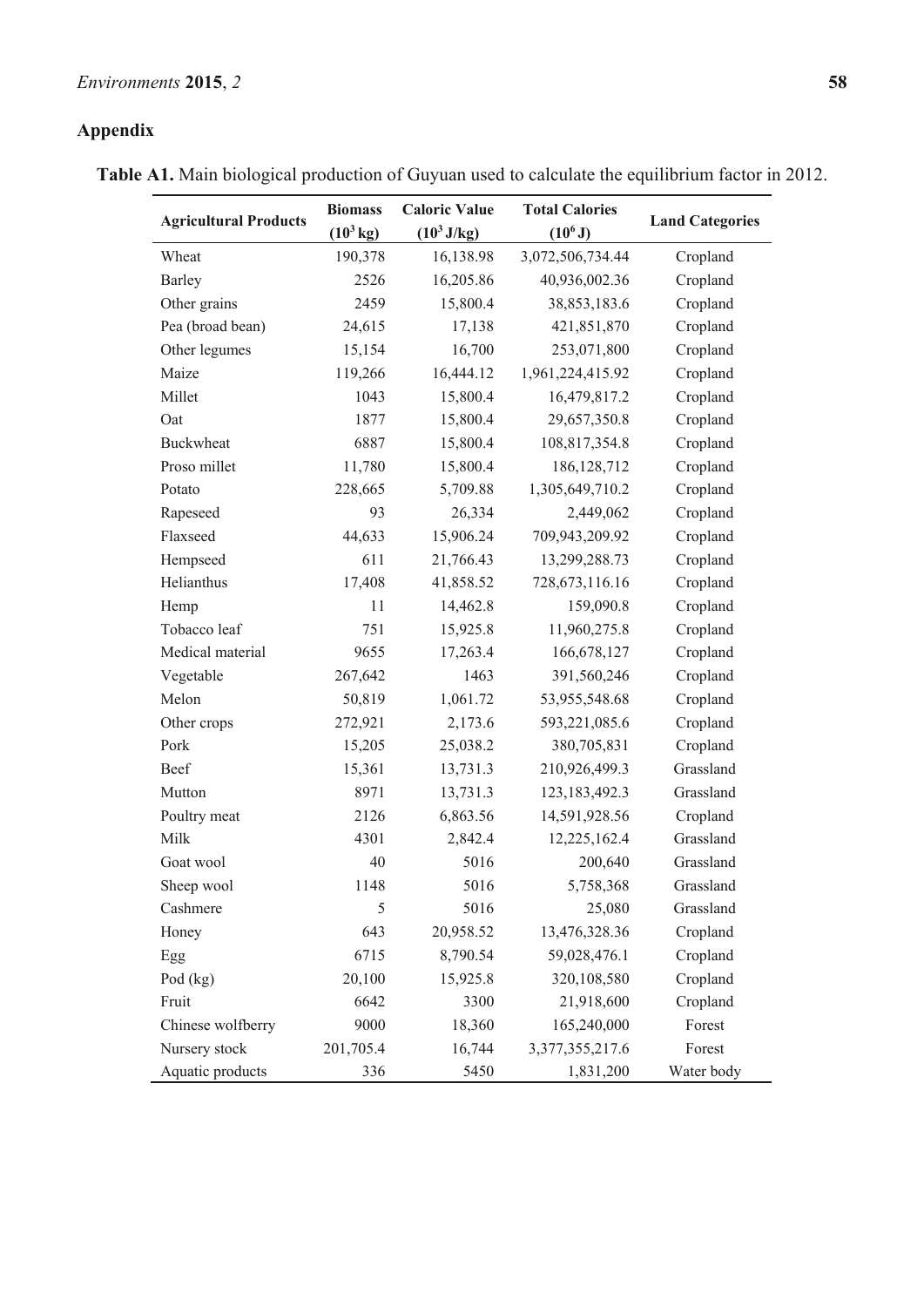## Appendix

**Table A1.** Main biological production of Guyuan used to calculate the equilibrium factor in 2012.

| Agricultural Products | Biomass ($10^3$ kg) | Caloric Value ($10^3$ J/kg) | Total Calories ($10^6$ J) | Land Categories |
|---|---|---|---|---|
| Wheat | 190,378 | 16,138.98 | 3,072,506,734.44 | Cropland |
| Barley | 2526 | 16,205.86 | 40,936,002.36 | Cropland |
| Other grains | 2459 | 15,800.4 | 38,853,183.6 | Cropland |
| Pea (broad bean) | 24,615 | 17,138 | 421,851,870 | Cropland |
| Other legumes | 15,154 | 16,700 | 253,071,800 | Cropland |
| Maize | 119,266 | 16,444.12 | 1,961,224,415.92 | Cropland |
| Millet | 1043 | 15,800.4 | 16,479,817.2 | Cropland |
| Oat | 1877 | 15,800.4 | 29,657,350.8 | Cropland |
| Buckwheat | 6887 | 15,800.4 | 108,817,354.8 | Cropland |
| Proso millet | 11,780 | 15,800.4 | 186,128,712 | Cropland |
| Potato | 228,665 | 5,709.88 | 1,305,649,710.2 | Cropland |
| Rapeseed | 93 | 26,334 | 2,449,062 | Cropland |
| Flaxseed | 44,633 | 15,906.24 | 709,943,209.92 | Cropland |
| Hempseed | 611 | 21,766.43 | 13,299,288.73 | Cropland |
| Helianthus | 17,408 | 41,858.52 | 728,673,116.16 | Cropland |
| Hemp | 11 | 14,462.8 | 159,090.8 | Cropland |
| Tobacco leaf | 751 | 15,925.8 | 11,960,275.8 | Cropland |
| Medical material | 9655 | 17,263.4 | 166,678,127 | Cropland |
| Vegetable | 267,642 | 1463 | 391,560,246 | Cropland |
| Melon | 50,819 | 1,061.72 | 53,955,548.68 | Cropland |
| Other crops | 272,921 | 2,173.6 | 593,221,085.6 | Cropland |
| Pork | 15,205 | 25,038.2 | 380,705,831 | Cropland |
| Beef | 15,361 | 13,731.3 | 210,926,499.3 | Grassland |
| Mutton | 8971 | 13,731.3 | 123,183,492.3 | Grassland |
| Poultry meat | 2126 | 6,863.56 | 14,591,928.56 | Cropland |
| Milk | 4301 | 2,842.4 | 12,225,162.4 | Grassland |
| Goat wool | 40 | 5016 | 200,640 | Grassland |
| Sheep wool | 1148 | 5016 | 5,758,368 | Grassland |
| Cashmere | 5 | 5016 | 25,080 | Grassland |
| Honey | 643 | 20,958.52 | 13,476,328.36 | Cropland |
| Egg | 6715 | 8,790.54 | 59,028,476.1 | Cropland |
| Pod (kg) | 20,100 | 15,925.8 | 320,108,580 | Cropland |
| Fruit | 6642 | 3300 | 21,918,600 | Cropland |
| Chinese wolfberry | 9000 | 18,360 | 165,240,000 | Forest |
| Nursery stock | 201,705.4 | 16,744 | 3,377,355,217.6 | Forest |
| Aquatic products | 336 | 5450 | 1,831,200 | Water body |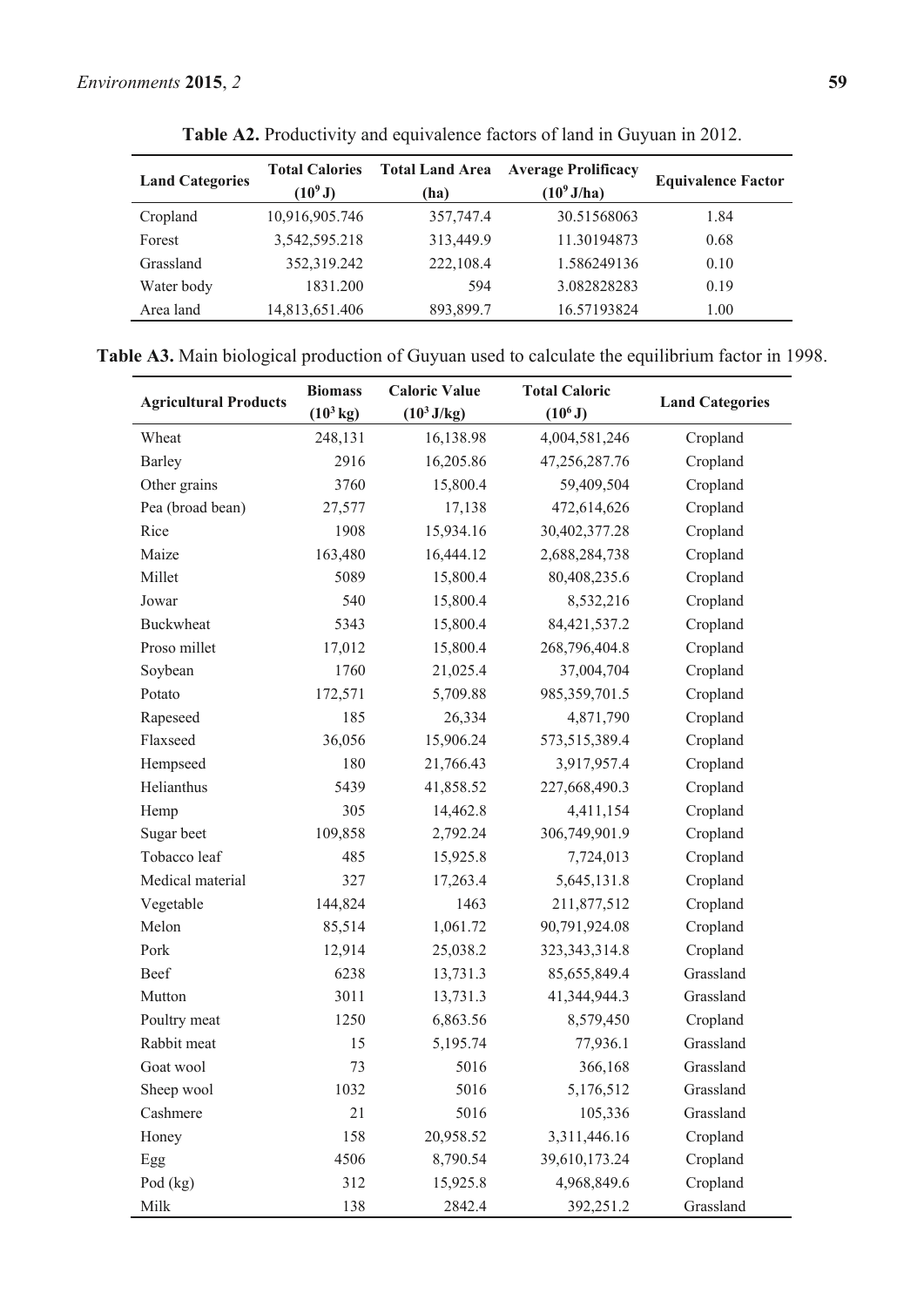**Table A2.** Productivity and equivalence factors of land in Guyuan in 2012.

| Land Categories | Total Calories ($10^9$ J) | Total Land Area (ha) | Average Prolificacy ($10^9$ J/ha) | Equivalence Factor |
|---|---|---|---|---|
| Cropland | 10,916,905.746 | 357,747.4 | 30.51568063 | 1.84 |
| Forest | 3,542,595.218 | 313,449.9 | 11.30194873 | 0.68 |
| Grassland | 352,319.242 | 222,108.4 | 1.586249136 | 0.10 |
| Water body | 1831.200 | 594 | 3.082828283 | 0.19 |
| Area land | 14,813,651.406 | 893,899.7 | 16.57193824 | 1.00 |

**Table A3.** Main biological production of Guyuan used to calculate the equilibrium factor in 1998.

| Agricultural Products | Biomass ($10^3$ kg) | Caloric Value ($10^3$ J/kg) | Total Caloric ($10^6$ J) | Land Categories |
|---|---|---|---|---|
| Wheat | 248,131 | 16,138.98 | 4,004,581,246 | Cropland |
| Barley | 2916 | 16,205.86 | 47,256,287.76 | Cropland |
| Other grains | 3760 | 15,800.4 | 59,409,504 | Cropland |
| Pea (broad bean) | 27,577 | 17,138 | 472,614,626 | Cropland |
| Rice | 1908 | 15,934.16 | 30,402,377.28 | Cropland |
| Maize | 163,480 | 16,444.12 | 2,688,284,738 | Cropland |
| Millet | 5089 | 15,800.4 | 80,408,235.6 | Cropland |
| Jowar | 540 | 15,800.4 | 8,532,216 | Cropland |
| Buckwheat | 5343 | 15,800.4 | 84,421,537.2 | Cropland |
| Proso millet | 17,012 | 15,800.4 | 268,796,404.8 | Cropland |
| Soybean | 1760 | 21,025.4 | 37,004,704 | Cropland |
| Potato | 172,571 | 5,709.88 | 985,359,701.5 | Cropland |
| Rapeseed | 185 | 26,334 | 4,871,790 | Cropland |
| Flaxseed | 36,056 | 15,906.24 | 573,515,389.4 | Cropland |
| Hempseed | 180 | 21,766.43 | 3,917,957.4 | Cropland |
| Helianthus | 5439 | 41,858.52 | 227,668,490.3 | Cropland |
| Hemp | 305 | 14,462.8 | 4,411,154 | Cropland |
| Sugar beet | 109,858 | 2,792.24 | 306,749,901.9 | Cropland |
| Tobacco leaf | 485 | 15,925.8 | 7,724,013 | Cropland |
| Medical material | 327 | 17,263.4 | 5,645,131.8 | Cropland |
| Vegetable | 144,824 | 1463 | 211,877,512 | Cropland |
| Melon | 85,514 | 1,061.72 | 90,791,924.08 | Cropland |
| Pork | 12,914 | 25,038.2 | 323,343,314.8 | Cropland |
| Beef | 6238 | 13,731.3 | 85,655,849.4 | Grassland |
| Mutton | 3011 | 13,731.3 | 41,344,944.3 | Grassland |
| Poultry meat | 1250 | 6,863.56 | 8,579,450 | Cropland |
| Rabbit meat | 15 | 5,195.74 | 77,936.1 | Grassland |
| Goat wool | 73 | 5016 | 366,168 | Grassland |
| Sheep wool | 1032 | 5016 | 5,176,512 | Grassland |
| Cashmere | 21 | 5016 | 105,336 | Grassland |
| Honey | 158 | 20,958.52 | 3,311,446.16 | Cropland |
| Egg | 4506 | 8,790.54 | 39,610,173.24 | Cropland |
| Pod (kg) | 312 | 15,925.8 | 4,968,849.6 | Cropland |
| Milk | 138 | 2842.4 | 392,251.2 | Grassland |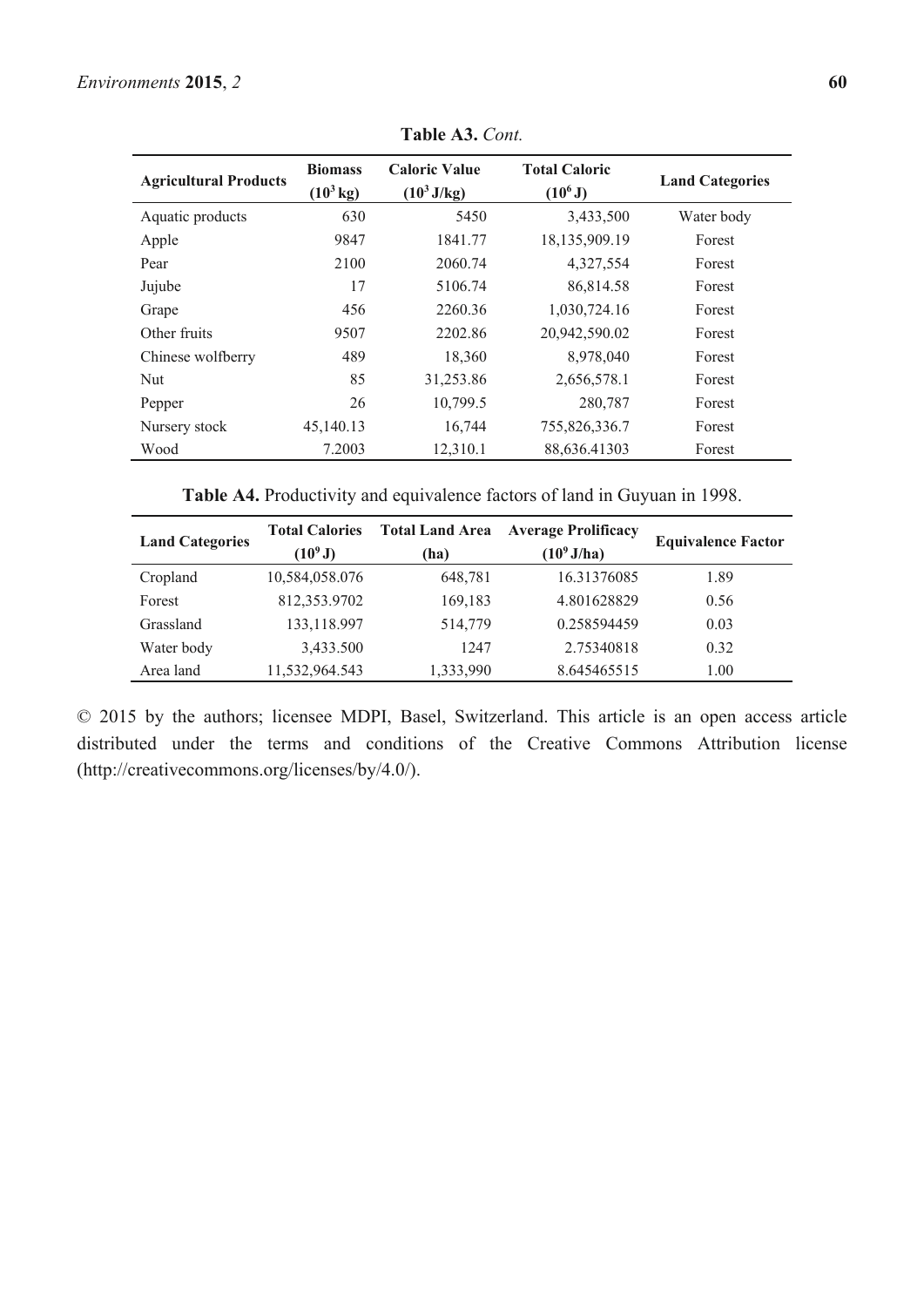**Table A3.** *Cont.*

| Agricultural Products | Biomass ($10^3$ kg) | Caloric Value ($10^3$ J/kg) | Total Caloric ($10^6$ J) | Land Categories |
|---|---|---|---|---|
| Aquatic products | 630 | 5450 | 3,433,500 | Water body |
| Apple | 9847 | 1841.77 | 18,135,909.19 | Forest |
| Pear | 2100 | 2060.74 | 4,327,554 | Forest |
| Jujube | 17 | 5106.74 | 86,814.58 | Forest |
| Grape | 456 | 2260.36 | 1,030,724.16 | Forest |
| Other fruits | 9507 | 2202.86 | 20,942,590.02 | Forest |
| Chinese wolfberry | 489 | 18,360 | 8,978,040 | Forest |
| Nut | 85 | 31,253.86 | 2,656,578.1 | Forest |
| Pepper | 26 | 10,799.5 | 280,787 | Forest |
| Nursery stock | 45,140.13 | 16,744 | 755,826,336.7 | Forest |
| Wood | 7.2003 | 12,310.1 | 88,636.41303 | Forest |

**Table A4.** Productivity and equivalence factors of land in Guyuan in 1998.

| Land Categories | Total Calories ($10^9$ J) | Total Land Area (ha) | Average Prolificacy ($10^9$ J/ha) | Equivalence Factor |
|---|---|---|---|---|
| Cropland | 10,584,058.076 | 648,781 | 16.31376085 | 1.89 |
| Forest | 812,353.9702 | 169,183 | 4.801628829 | 0.56 |
| Grassland | 133,118.997 | 514,779 | 0.258594459 | 0.03 |
| Water body | 3,433.500 | 1247 | 2.75340818 | 0.32 |
| Area land | 11,532,964.543 | 1,333,990 | 8.645465515 | 1.00 |

© 2015 by the authors; licensee MDPI, Basel, Switzerland. This article is an open access article distributed under the terms and conditions of the Creative Commons Attribution license (http://creativecommons.org/licenses/by/4.0/).